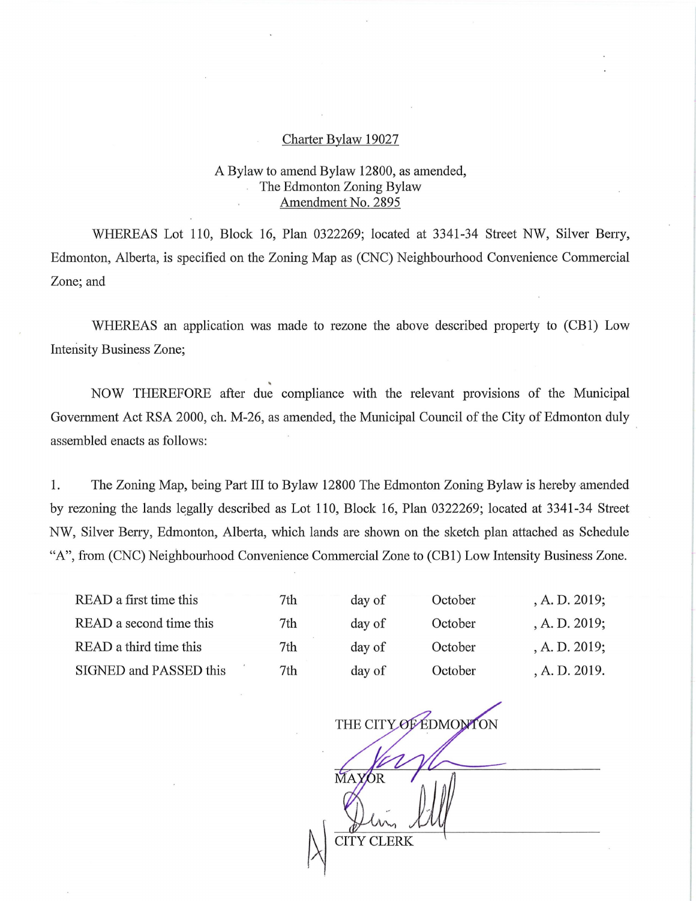<u>Charter Bylaw 19027</u>

A Bylaw to amend Bylaw 12800, as amended,
The Edmonton Zoning Bylaw
<u>Amendment No. 2895</u>

WHEREAS Lot 110, Block 16, Plan 0322269; located at 3341-34 Street NW, Silver Berry, Edmonton, Alberta, is specified on the Zoning Map as (CNC) Neighbourhood Convenience Commercial Zone; and

WHEREAS an application was made to rezone the above described property to (CB1) Low Intensity Business Zone;

NOW THEREFORE after due compliance with the relevant provisions of the Municipal Government Act RSA 2000, ch. M-26, as amended, the Municipal Council of the City of Edmonton duly assembled enacts as follows:

1. The Zoning Map, being Part III to Bylaw 12800 The Edmonton Zoning Bylaw is hereby amended by rezoning the lands legally described as Lot 110, Block 16, Plan 0322269; located at 3341-34 Street NW, Silver Berry, Edmonton, Alberta, which lands are shown on the sketch plan attached as Schedule "A", from (CNC) Neighbourhood Convenience Commercial Zone to (CB1) Low Intensity Business Zone.

| | | | | |
|---|---|---|---|---|
| READ a first time this | 7th | day of | October | , A. D. 2019; |
| READ a second time this | 7th | day of | October | , A. D. 2019; |
| READ a third time this | 7th | day of | October | , A. D. 2019; |
| SIGNED and PASSED this | 7th | day of | October | , A. D. 2019. |

THE CITY OF EDMONTON

MAYOR

CITY CLERK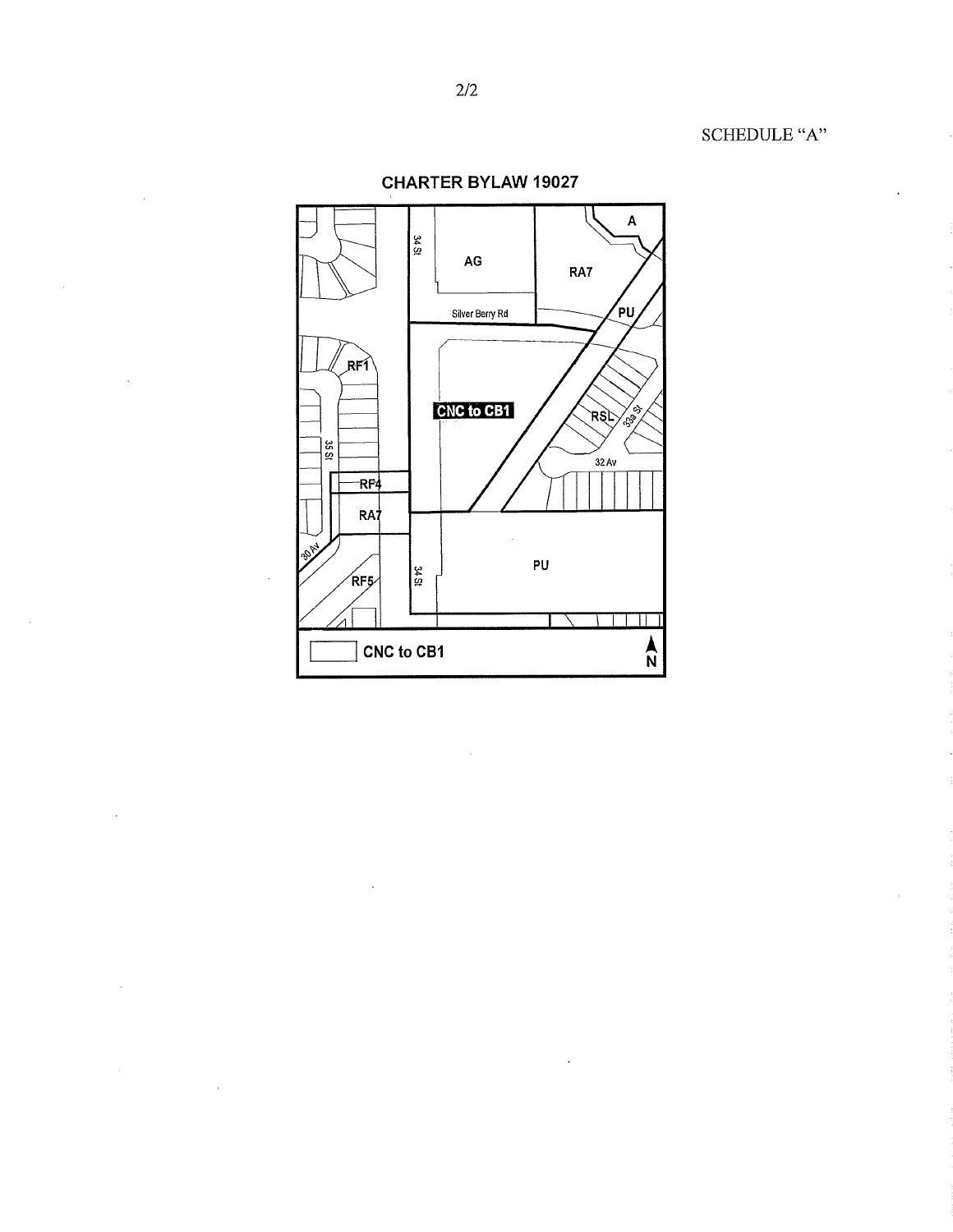SCHEDULE "A"

**CHARTER BYLAW 19027**

34 St

AG

A

RA7

Silver Berry Rd

PU

RF1

CNC to CB1

RSL

33a St

35 St

32 Av

RF4

RA7

30 Av

RF5

34 St

PU

CNC to CB1

N